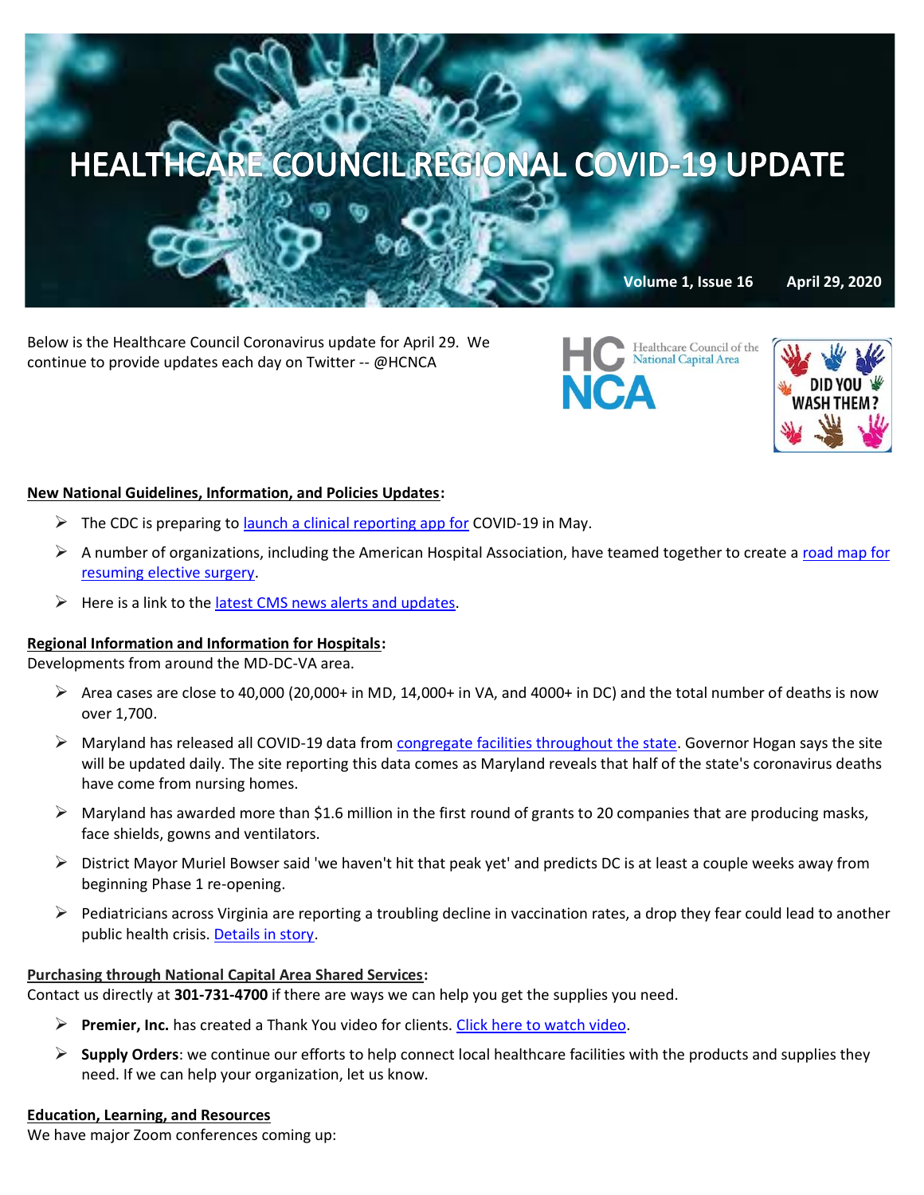# HEALTHCARE COUNCIL REGIONAL COVID-19 UPDATE

**Volume 1, Issue 16 April 29, 2020**

Below is the Healthcare Council Coronavirus update for April 29. We continue to provide updates each day on Twitter -- @HCNCA

HC NCA Healthcare Council of the National Capital Area

DID YOU WASH THEM?

## New National Guidelines, Information, and Policies Updates:

- The CDC is preparing to launch a clinical reporting app for COVID-19 in May.
- A number of organizations, including the American Hospital Association, have teamed together to create a road map for resuming elective surgery.
- Here is a link to the latest CMS news alerts and updates.

## Regional Information and Information for Hospitals:

Developments from around the MD-DC-VA area.

- Area cases are close to 40,000 (20,000+ in MD, 14,000+ in VA, and 4000+ in DC) and the total number of deaths is now over 1,700.
- Maryland has released all COVID-19 data from congregate facilities throughout the state. Governor Hogan says the site will be updated daily. The site reporting this data comes as Maryland reveals that half of the state's coronavirus deaths have come from nursing homes.
- Maryland has awarded more than $1.6 million in the first round of grants to 20 companies that are producing masks, face shields, gowns and ventilators.
- District Mayor Muriel Bowser said 'we haven't hit that peak yet' and predicts DC is at least a couple weeks away from beginning Phase 1 re-opening.
- Pediatricians across Virginia are reporting a troubling decline in vaccination rates, a drop they fear could lead to another public health crisis. Details in story.

## Purchasing through National Capital Area Shared Services:

Contact us directly at **301-731-4700** if there are ways we can help you get the supplies you need.

- **Premier, Inc.** has created a Thank You video for clients. Click here to watch video.
- **Supply Orders**: we continue our efforts to help connect local healthcare facilities with the products and supplies they need. If we can help your organization, let us know.

## Education, Learning, and Resources

We have major Zoom conferences coming up: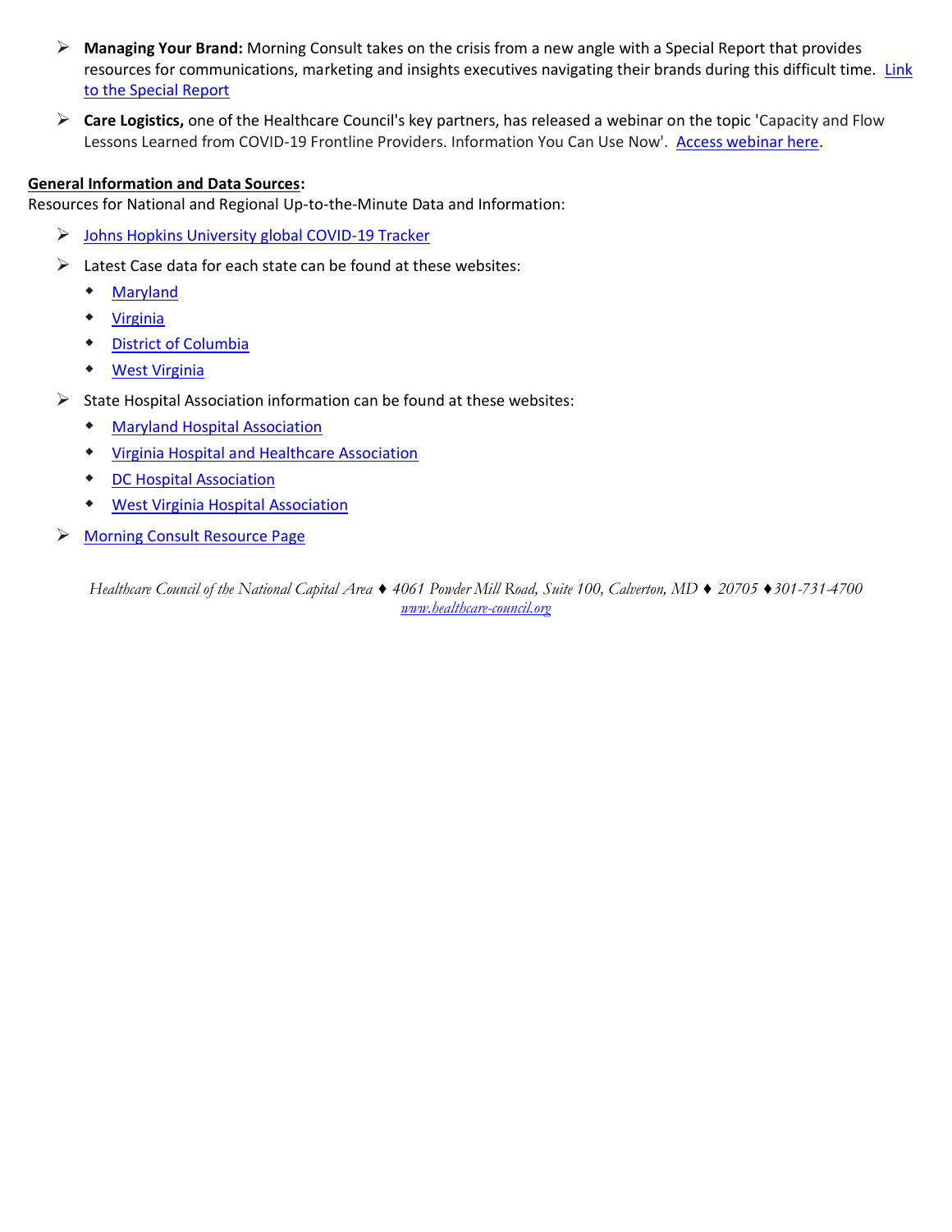- **Managing Your Brand:** Morning Consult takes on the crisis from a new angle with a Special Report that provides resources for communications, marketing and insights executives navigating their brands during this difficult time. Link to the Special Report
- **Care Logistics,** one of the Healthcare Council's key partners, has released a webinar on the topic 'Capacity and Flow Lessons Learned from COVID-19 Frontline Providers. Information You Can Use Now'. Access webinar here.

**General Information and Data Sources:**

Resources for National and Regional Up-to-the-Minute Data and Information:

- Johns Hopkins University global COVID-19 Tracker
- Latest Case data for each state can be found at these websites:
  - Maryland
  - Virginia
  - District of Columbia
  - West Virginia
- State Hospital Association information can be found at these websites:
  - Maryland Hospital Association
  - Virginia Hospital and Healthcare Association
  - DC Hospital Association
  - West Virginia Hospital Association
- Morning Consult Resource Page

*Healthcare Council of the National Capital Area ♦ 4061 Powder Mill Road, Suite 100, Calverton, MD ♦ 20705 ♦301-731-4700*
*www.healthcare-council.org*